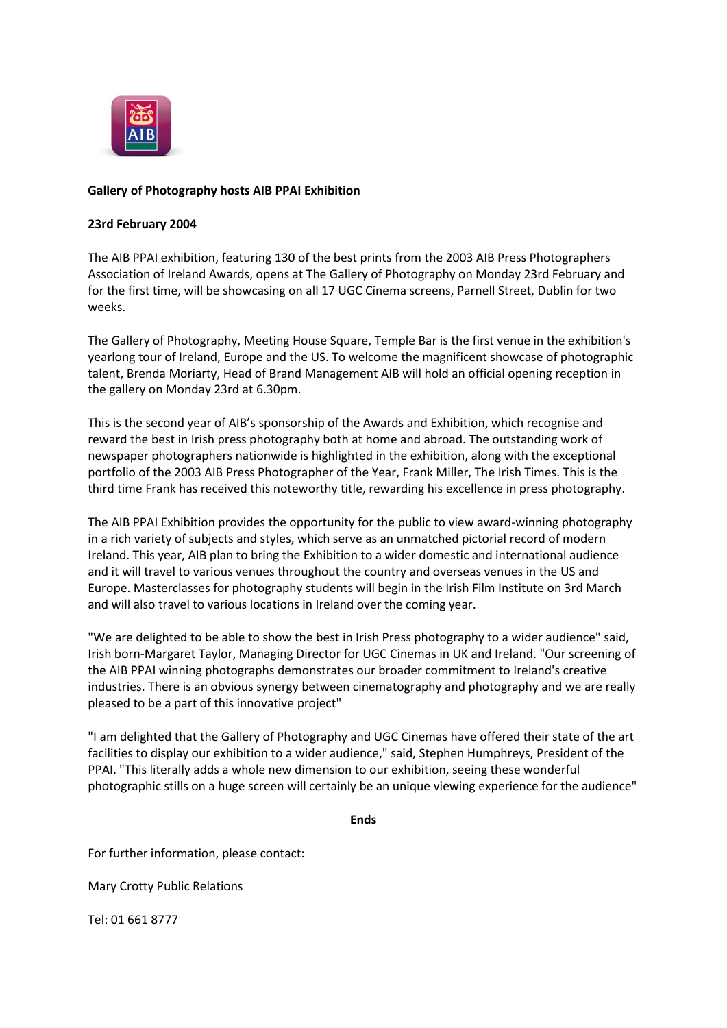**Gallery of Photography hosts AIB PPAI Exhibition**

**23rd February 2004**

The AIB PPAI exhibition, featuring 130 of the best prints from the 2003 AIB Press Photographers Association of Ireland Awards, opens at The Gallery of Photography on Monday 23rd February and for the first time, will be showcasing on all 17 UGC Cinema screens, Parnell Street, Dublin for two weeks.

The Gallery of Photography, Meeting House Square, Temple Bar is the first venue in the exhibition's yearlong tour of Ireland, Europe and the US. To welcome the magnificent showcase of photographic talent, Brenda Moriarty, Head of Brand Management AIB will hold an official opening reception in the gallery on Monday 23rd at 6.30pm.

This is the second year of AIB's sponsorship of the Awards and Exhibition, which recognise and reward the best in Irish press photography both at home and abroad. The outstanding work of newspaper photographers nationwide is highlighted in the exhibition, along with the exceptional portfolio of the 2003 AIB Press Photographer of the Year, Frank Miller, The Irish Times. This is the third time Frank has received this noteworthy title, rewarding his excellence in press photography.

The AIB PPAI Exhibition provides the opportunity for the public to view award-winning photography in a rich variety of subjects and styles, which serve as an unmatched pictorial record of modern Ireland. This year, AIB plan to bring the Exhibition to a wider domestic and international audience and it will travel to various venues throughout the country and overseas venues in the US and Europe. Masterclasses for photography students will begin in the Irish Film Institute on 3rd March and will also travel to various locations in Ireland over the coming year.

"We are delighted to be able to show the best in Irish Press photography to a wider audience" said, Irish born-Margaret Taylor, Managing Director for UGC Cinemas in UK and Ireland. "Our screening of the AIB PPAI winning photographs demonstrates our broader commitment to Ireland's creative industries. There is an obvious synergy between cinematography and photography and we are really pleased to be a part of this innovative project"

"I am delighted that the Gallery of Photography and UGC Cinemas have offered their state of the art facilities to display our exhibition to a wider audience," said, Stephen Humphreys, President of the PPAI. "This literally adds a whole new dimension to our exhibition, seeing these wonderful photographic stills on a huge screen will certainly be an unique viewing experience for the audience"

**Ends**

For further information, please contact:

Mary Crotty Public Relations

Tel: 01 661 8777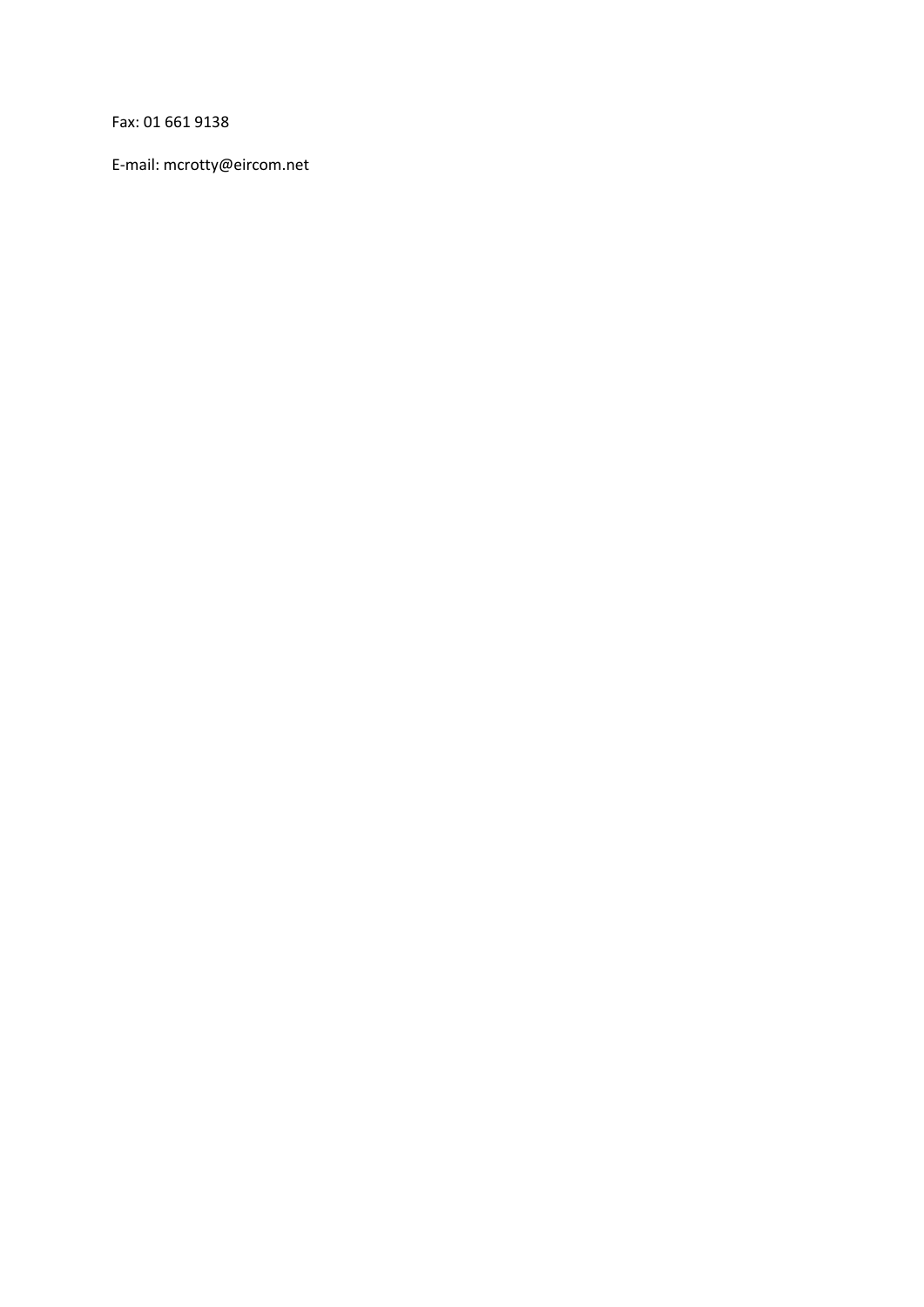Fax: 01 661 9138

E-mail: mcrotty@eircom.net